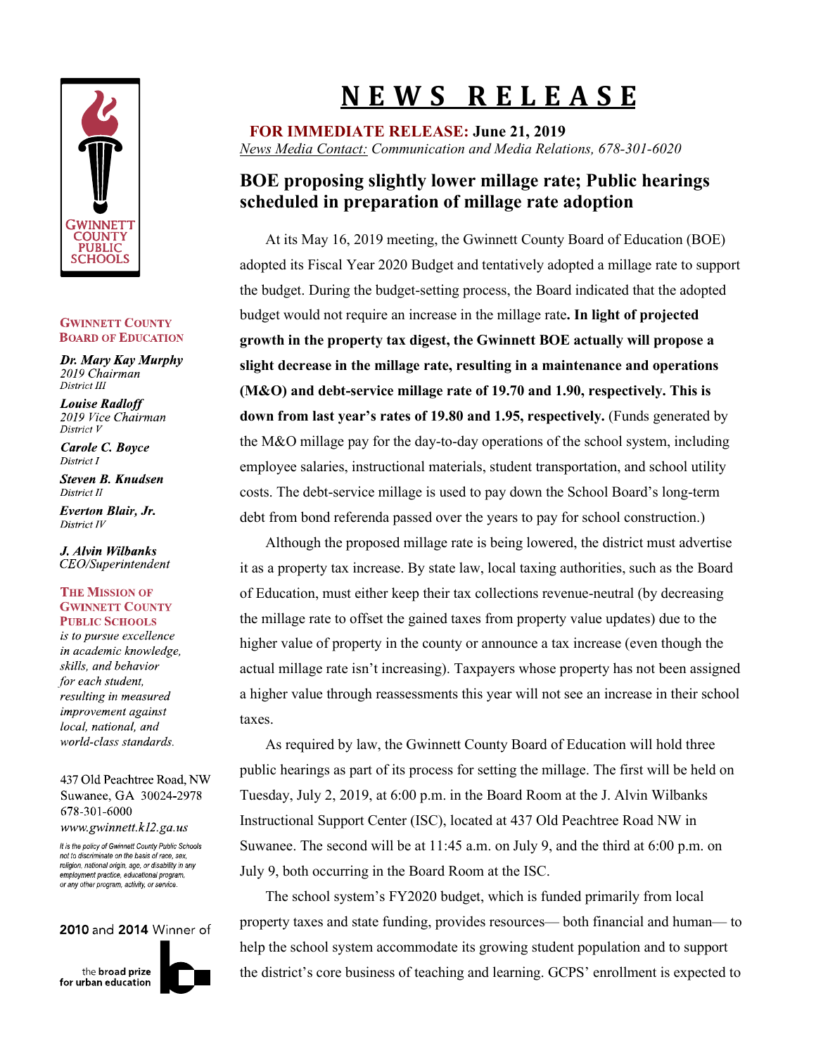# NEWS RELEASE

**FOR IMMEDIATE RELEASE: June 21, 2019**
*News Media Contact: Communication and Media Relations, 678-301-6020*

## BOE proposing slightly lower millage rate; Public hearings scheduled in preparation of millage rate adoption

At its May 16, 2019 meeting, the Gwinnett County Board of Education (BOE) adopted its Fiscal Year 2020 Budget and tentatively adopted a millage rate to support the budget. During the budget-setting process, the Board indicated that the adopted budget would not require an increase in the millage rate**. In light of projected growth in the property tax digest, the Gwinnett BOE actually will propose a slight decrease in the millage rate, resulting in a maintenance and operations (M&O) and debt-service millage rate of 19.70 and 1.90, respectively. This is down from last year's rates of 19.80 and 1.95, respectively.** (Funds generated by the M&O millage pay for the day-to-day operations of the school system, including employee salaries, instructional materials, student transportation, and school utility costs. The debt-service millage is used to pay down the School Board's long-term debt from bond referenda passed over the years to pay for school construction.)

Although the proposed millage rate is being lowered, the district must advertise it as a property tax increase. By state law, local taxing authorities, such as the Board of Education, must either keep their tax collections revenue-neutral (by decreasing the millage rate to offset the gained taxes from property value updates) due to the higher value of property in the county or announce a tax increase (even though the actual millage rate isn't increasing). Taxpayers whose property has not been assigned a higher value through reassessments this year will not see an increase in their school taxes.

As required by law, the Gwinnett County Board of Education will hold three public hearings as part of its process for setting the millage. The first will be held on Tuesday, July 2, 2019, at 6:00 p.m. in the Board Room at the J. Alvin Wilbanks Instructional Support Center (ISC), located at 437 Old Peachtree Road NW in Suwanee. The second will be at 11:45 a.m. on July 9, and the third at 6:00 p.m. on July 9, both occurring in the Board Room at the ISC.

The school system's FY2020 budget, which is funded primarily from local property taxes and state funding, provides resources— both financial and human— to help the school system accommodate its growing student population and to support the district's core business of teaching and learning. GCPS' enrollment is expected to

---

GWINNETT COUNTY PUBLIC SCHOOLS

**GWINNETT COUNTY BOARD OF EDUCATION**

***Dr. Mary Kay Murphy***
*2019 Chairman*
*District III*

***Louise Radloff***
*2019 Vice Chairman*
*District V*

***Carole C. Boyce***
*District I*

***Steven B. Knudsen***
*District II*

***Everton Blair, Jr.***
*District IV*

***J. Alvin Wilbanks***
*CEO/Superintendent*

**THE MISSION OF GWINNETT COUNTY PUBLIC SCHOOLS**
*is to pursue excellence in academic knowledge, skills, and behavior for each student, resulting in measured improvement against local, national, and world-class standards.*

437 Old Peachtree Road, NW
Suwanee, GA 30024-2978
678-301-6000
*www.gwinnett.k12.ga.us*

*It is the policy of Gwinnett County Public Schools not to discriminate on the basis of race, sex, religion, national origin, age, or disability in any employment practice, educational program, or any other program, activity, or service.*

**2010** and **2014** Winner of the **broad prize** for urban education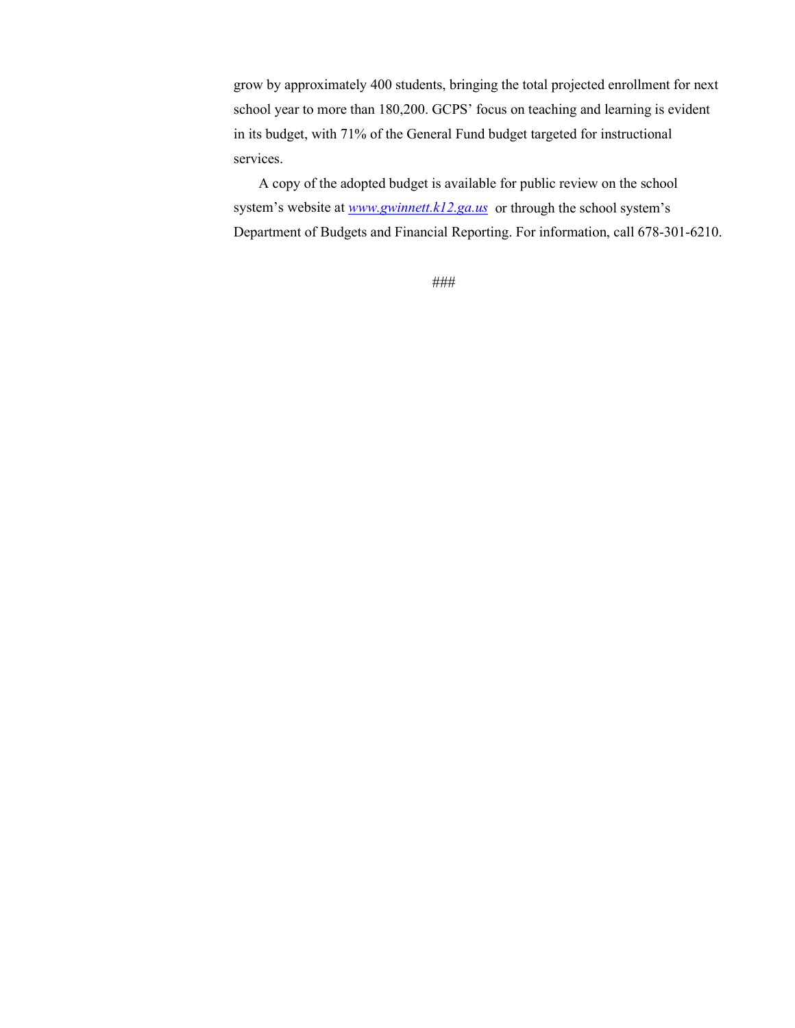grow by approximately 400 students, bringing the total projected enrollment for next school year to more than 180,200. GCPS' focus on teaching and learning is evident in its budget, with 71% of the General Fund budget targeted for instructional services.

A copy of the adopted budget is available for public review on the school system's website at [www.gwinnett.k12.ga.us](www.gwinnett.k12.ga.us) or through the school system's Department of Budgets and Financial Reporting. For information, call 678-301-6210.

###